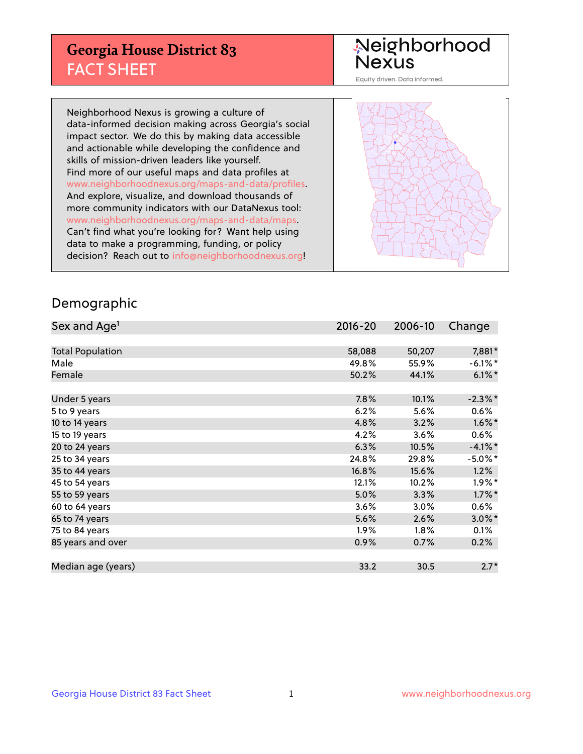# Georgia House District 83
## FACT SHEET

Neighborhood Nexus

Equity driven. Data informed.

Neighborhood Nexus is growing a culture of data-informed decision making across Georgia's social impact sector. We do this by making data accessible and actionable while developing the confidence and skills of mission-driven leaders like yourself. Find more of our useful maps and data profiles at www.neighborhoodnexus.org/maps-and-data/profiles. And explore, visualize, and download thousands of more community indicators with our DataNexus tool: www.neighborhoodnexus.org/maps-and-data/maps. Can't find what you're looking for? Want help using data to make a programming, funding, or policy decision? Reach out to info@neighborhoodnexus.org!

## Demographic

| Sex and Age[1] | 2016-20 | 2006-10 | Change |
|---|---|---|---|
| Total Population | 58,088 | 50,207 | 7,881* |
| Male | 49.8% | 55.9% | -6.1%* |
| Female | 50.2% | 44.1% | 6.1%* |
| | | | |
| Under 5 years | 7.8% | 10.1% | -2.3%* |
| 5 to 9 years | 6.2% | 5.6% | 0.6% |
| 10 to 14 years | 4.8% | 3.2% | 1.6%* |
| 15 to 19 years | 4.2% | 3.6% | 0.6% |
| 20 to 24 years | 6.3% | 10.5% | -4.1%* |
| 25 to 34 years | 24.8% | 29.8% | -5.0%* |
| 35 to 44 years | 16.8% | 15.6% | 1.2% |
| 45 to 54 years | 12.1% | 10.2% | 1.9%* |
| 55 to 59 years | 5.0% | 3.3% | 1.7%* |
| 60 to 64 years | 3.6% | 3.0% | 0.6% |
| 65 to 74 years | 5.6% | 2.6% | 3.0%* |
| 75 to 84 years | 1.9% | 1.8% | 0.1% |
| 85 years and over | 0.9% | 0.7% | 0.2% |
| | | | |
| Median age (years) | 33.2 | 30.5 | 2.7* |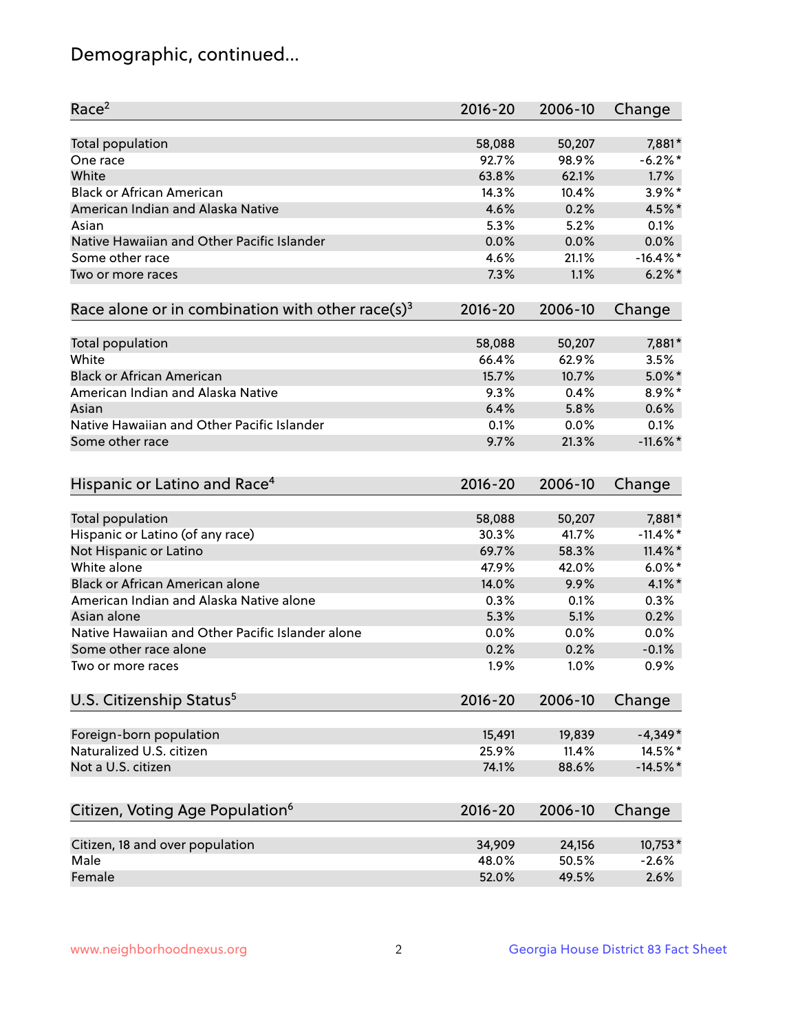# Demographic, continued...

| Race[2] | 2016-20 | 2006-10 | Change |
|---|---|---|---|
| Total population | 58,088 | 50,207 | 7,881* |
| One race | 92.7% | 98.9% | -6.2%* |
| White | 63.8% | 62.1% | 1.7% |
| Black or African American | 14.3% | 10.4% | 3.9%* |
| American Indian and Alaska Native | 4.6% | 0.2% | 4.5%* |
| Asian | 5.3% | 5.2% | 0.1% |
| Native Hawaiian and Other Pacific Islander | 0.0% | 0.0% | 0.0% |
| Some other race | 4.6% | 21.1% | -16.4%* |
| Two or more races | 7.3% | 1.1% | 6.2%* |

| Race alone or in combination with other race(s)[3] | 2016-20 | 2006-10 | Change |
|---|---|---|---|
| Total population | 58,088 | 50,207 | 7,881* |
| White | 66.4% | 62.9% | 3.5% |
| Black or African American | 15.7% | 10.7% | 5.0%* |
| American Indian and Alaska Native | 9.3% | 0.4% | 8.9%* |
| Asian | 6.4% | 5.8% | 0.6% |
| Native Hawaiian and Other Pacific Islander | 0.1% | 0.0% | 0.1% |
| Some other race | 9.7% | 21.3% | -11.6%* |

| Hispanic or Latino and Race[4] | 2016-20 | 2006-10 | Change |
|---|---|---|---|
| Total population | 58,088 | 50,207 | 7,881* |
| Hispanic or Latino (of any race) | 30.3% | 41.7% | -11.4%* |
| Not Hispanic or Latino | 69.7% | 58.3% | 11.4%* |
| White alone | 47.9% | 42.0% | 6.0%* |
| Black or African American alone | 14.0% | 9.9% | 4.1%* |
| American Indian and Alaska Native alone | 0.3% | 0.1% | 0.3% |
| Asian alone | 5.3% | 5.1% | 0.2% |
| Native Hawaiian and Other Pacific Islander alone | 0.0% | 0.0% | 0.0% |
| Some other race alone | 0.2% | 0.2% | -0.1% |
| Two or more races | 1.9% | 1.0% | 0.9% |

| U.S. Citizenship Status[5] | 2016-20 | 2006-10 | Change |
|---|---|---|---|
| Foreign-born population | 15,491 | 19,839 | -4,349* |
| Naturalized U.S. citizen | 25.9% | 11.4% | 14.5%* |
| Not a U.S. citizen | 74.1% | 88.6% | -14.5%* |

| Citizen, Voting Age Population[6] | 2016-20 | 2006-10 | Change |
|---|---|---|---|
| Citizen, 18 and over population | 34,909 | 24,156 | 10,753* |
| Male | 48.0% | 50.5% | -2.6% |
| Female | 52.0% | 49.5% | 2.6% |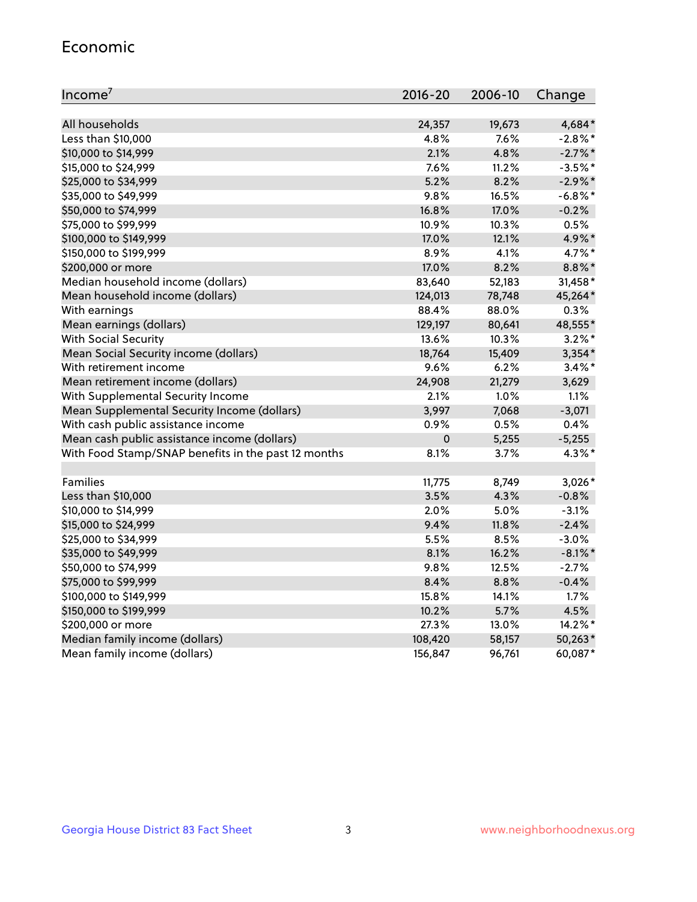## Economic

| Income[7] | 2016-20 | 2006-10 | Change |
|---|---|---|---|
| All households | 24,357 | 19,673 | 4,684* |
| Less than $10,000 | 4.8% | 7.6% | -2.8%* |
| $10,000 to $14,999 | 2.1% | 4.8% | -2.7%* |
| $15,000 to $24,999 | 7.6% | 11.2% | -3.5%* |
| $25,000 to $34,999 | 5.2% | 8.2% | -2.9%* |
| $35,000 to $49,999 | 9.8% | 16.5% | -6.8%* |
| $50,000 to $74,999 | 16.8% | 17.0% | -0.2% |
| $75,000 to $99,999 | 10.9% | 10.3% | 0.5% |
| $100,000 to $149,999 | 17.0% | 12.1% | 4.9%* |
| $150,000 to $199,999 | 8.9% | 4.1% | 4.7%* |
| $200,000 or more | 17.0% | 8.2% | 8.8%* |
| Median household income (dollars) | 83,640 | 52,183 | 31,458* |
| Mean household income (dollars) | 124,013 | 78,748 | 45,264* |
| With earnings | 88.4% | 88.0% | 0.3% |
| Mean earnings (dollars) | 129,197 | 80,641 | 48,555* |
| With Social Security | 13.6% | 10.3% | 3.2%* |
| Mean Social Security income (dollars) | 18,764 | 15,409 | 3,354* |
| With retirement income | 9.6% | 6.2% | 3.4%* |
| Mean retirement income (dollars) | 24,908 | 21,279 | 3,629 |
| With Supplemental Security Income | 2.1% | 1.0% | 1.1% |
| Mean Supplemental Security Income (dollars) | 3,997 | 7,068 | -3,071 |
| With cash public assistance income | 0.9% | 0.5% | 0.4% |
| Mean cash public assistance income (dollars) | 0 | 5,255 | -5,255 |
| With Food Stamp/SNAP benefits in the past 12 months | 8.1% | 3.7% | 4.3%* |
| | | | |
| Families | 11,775 | 8,749 | 3,026* |
| Less than $10,000 | 3.5% | 4.3% | -0.8% |
| $10,000 to $14,999 | 2.0% | 5.0% | -3.1% |
| $15,000 to $24,999 | 9.4% | 11.8% | -2.4% |
| $25,000 to $34,999 | 5.5% | 8.5% | -3.0% |
| $35,000 to $49,999 | 8.1% | 16.2% | -8.1%* |
| $50,000 to $74,999 | 9.8% | 12.5% | -2.7% |
| $75,000 to $99,999 | 8.4% | 8.8% | -0.4% |
| $100,000 to $149,999 | 15.8% | 14.1% | 1.7% |
| $150,000 to $199,999 | 10.2% | 5.7% | 4.5% |
| $200,000 or more | 27.3% | 13.0% | 14.2%* |
| Median family income (dollars) | 108,420 | 58,157 | 50,263* |
| Mean family income (dollars) | 156,847 | 96,761 | 60,087* |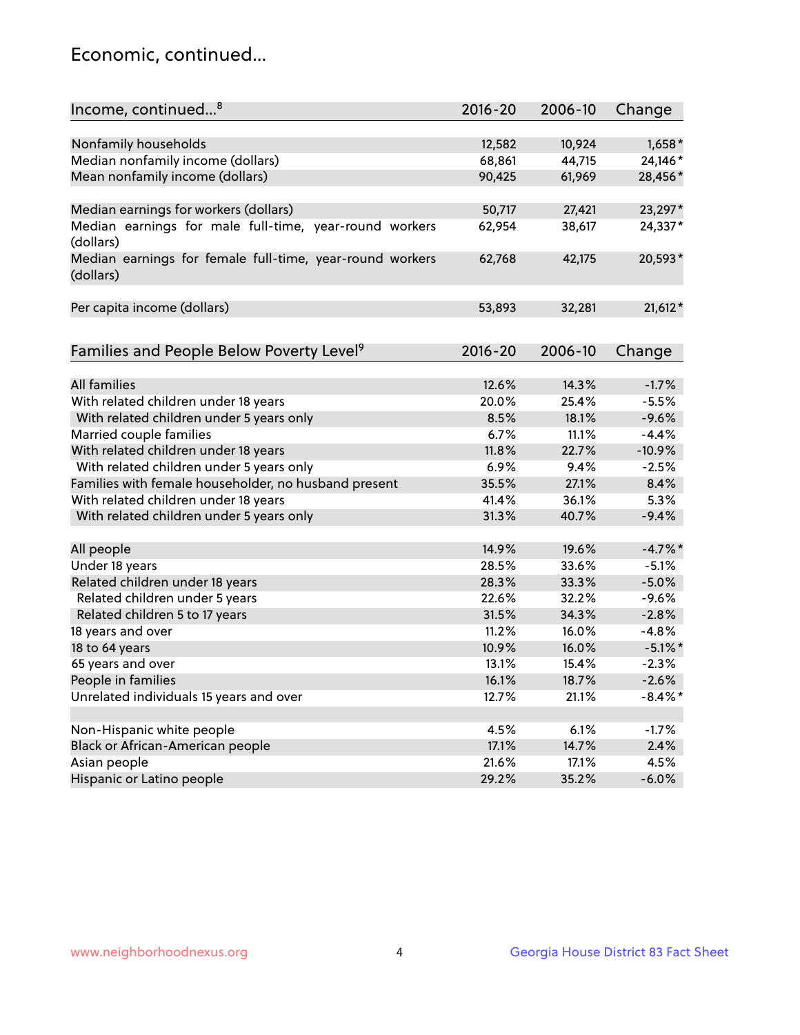## Economic, continued...

| Income, continued...[8] | 2016-20 | 2006-10 | Change |
|---|---|---|---|
| Nonfamily households | 12,582 | 10,924 | 1,658* |
| Median nonfamily income (dollars) | 68,861 | 44,715 | 24,146* |
| Mean nonfamily income (dollars) | 90,425 | 61,969 | 28,456* |
| Median earnings for workers (dollars) | 50,717 | 27,421 | 23,297* |
| Median earnings for male full-time, year-round workers (dollars) | 62,954 | 38,617 | 24,337* |
| Median earnings for female full-time, year-round workers (dollars) | 62,768 | 42,175 | 20,593* |
| Per capita income (dollars) | 53,893 | 32,281 | 21,612* |

| Families and People Below Poverty Level[9] | 2016-20 | 2006-10 | Change |
|---|---|---|---|
| All families | 12.6% | 14.3% | -1.7% |
| With related children under 18 years | 20.0% | 25.4% | -5.5% |
| With related children under 5 years only | 8.5% | 18.1% | -9.6% |
| Married couple families | 6.7% | 11.1% | -4.4% |
| With related children under 18 years | 11.8% | 22.7% | -10.9% |
| With related children under 5 years only | 6.9% | 9.4% | -2.5% |
| Families with female householder, no husband present | 35.5% | 27.1% | 8.4% |
| With related children under 18 years | 41.4% | 36.1% | 5.3% |
| With related children under 5 years only | 31.3% | 40.7% | -9.4% |
| All people | 14.9% | 19.6% | -4.7%* |
| Under 18 years | 28.5% | 33.6% | -5.1% |
| Related children under 18 years | 28.3% | 33.3% | -5.0% |
| Related children under 5 years | 22.6% | 32.2% | -9.6% |
| Related children 5 to 17 years | 31.5% | 34.3% | -2.8% |
| 18 years and over | 11.2% | 16.0% | -4.8% |
| 18 to 64 years | 10.9% | 16.0% | -5.1%* |
| 65 years and over | 13.1% | 15.4% | -2.3% |
| People in families | 16.1% | 18.7% | -2.6% |
| Unrelated individuals 15 years and over | 12.7% | 21.1% | -8.4%* |
| Non-Hispanic white people | 4.5% | 6.1% | -1.7% |
| Black or African-American people | 17.1% | 14.7% | 2.4% |
| Asian people | 21.6% | 17.1% | 4.5% |
| Hispanic or Latino people | 29.2% | 35.2% | -6.0% |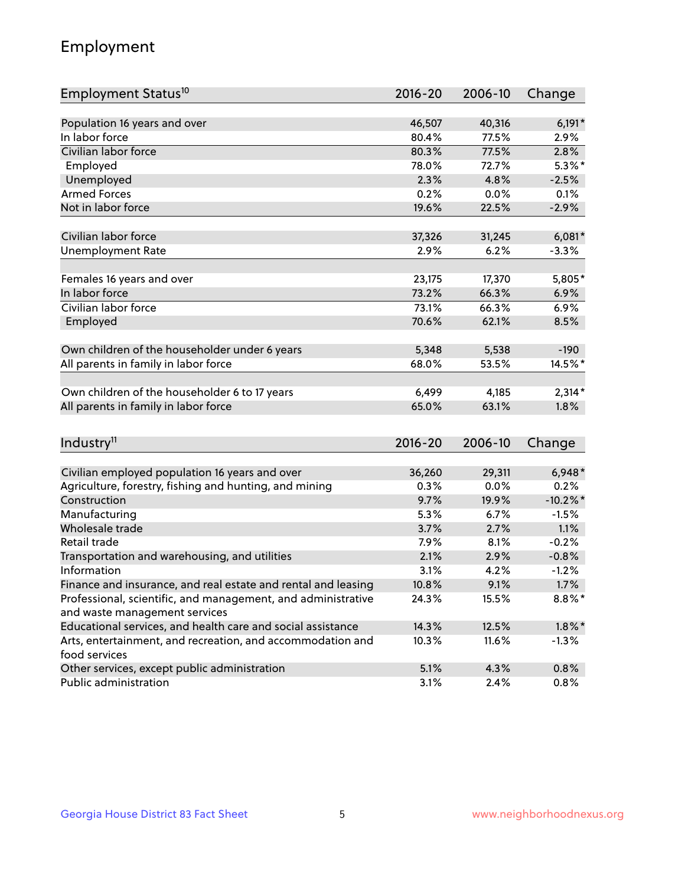## Employment

| Employment Status[10] | 2016-20 | 2006-10 | Change |
|---|---|---|---|
| Population 16 years and over | 46,507 | 40,316 | 6,191* |
| In labor force | 80.4% | 77.5% | 2.9% |
| Civilian labor force | 80.3% | 77.5% | 2.8% |
| Employed | 78.0% | 72.7% | 5.3%* |
| Unemployed | 2.3% | 4.8% | -2.5% |
| Armed Forces | 0.2% | 0.0% | 0.1% |
| Not in labor force | 19.6% | 22.5% | -2.9% |
| | | | |
| Civilian labor force | 37,326 | 31,245 | 6,081* |
| Unemployment Rate | 2.9% | 6.2% | -3.3% |
| | | | |
| Females 16 years and over | 23,175 | 17,370 | 5,805* |
| In labor force | 73.2% | 66.3% | 6.9% |
| Civilian labor force | 73.1% | 66.3% | 6.9% |
| Employed | 70.6% | 62.1% | 8.5% |
| | | | |
| Own children of the householder under 6 years | 5,348 | 5,538 | -190 |
| All parents in family in labor force | 68.0% | 53.5% | 14.5%* |
| | | | |
| Own children of the householder 6 to 17 years | 6,499 | 4,185 | 2,314* |
| All parents in family in labor force | 65.0% | 63.1% | 1.8% |

| Industry[11] | 2016-20 | 2006-10 | Change |
|---|---|---|---|
| Civilian employed population 16 years and over | 36,260 | 29,311 | 6,948* |
| Agriculture, forestry, fishing and hunting, and mining | 0.3% | 0.0% | 0.2% |
| Construction | 9.7% | 19.9% | -10.2%* |
| Manufacturing | 5.3% | 6.7% | -1.5% |
| Wholesale trade | 3.7% | 2.7% | 1.1% |
| Retail trade | 7.9% | 8.1% | -0.2% |
| Transportation and warehousing, and utilities | 2.1% | 2.9% | -0.8% |
| Information | 3.1% | 4.2% | -1.2% |
| Finance and insurance, and real estate and rental and leasing | 10.8% | 9.1% | 1.7% |
| Professional, scientific, and management, and administrative and waste management services | 24.3% | 15.5% | 8.8%* |
| Educational services, and health care and social assistance | 14.3% | 12.5% | 1.8%* |
| Arts, entertainment, and recreation, and accommodation and food services | 10.3% | 11.6% | -1.3% |
| Other services, except public administration | 5.1% | 4.3% | 0.8% |
| Public administration | 3.1% | 2.4% | 0.8% |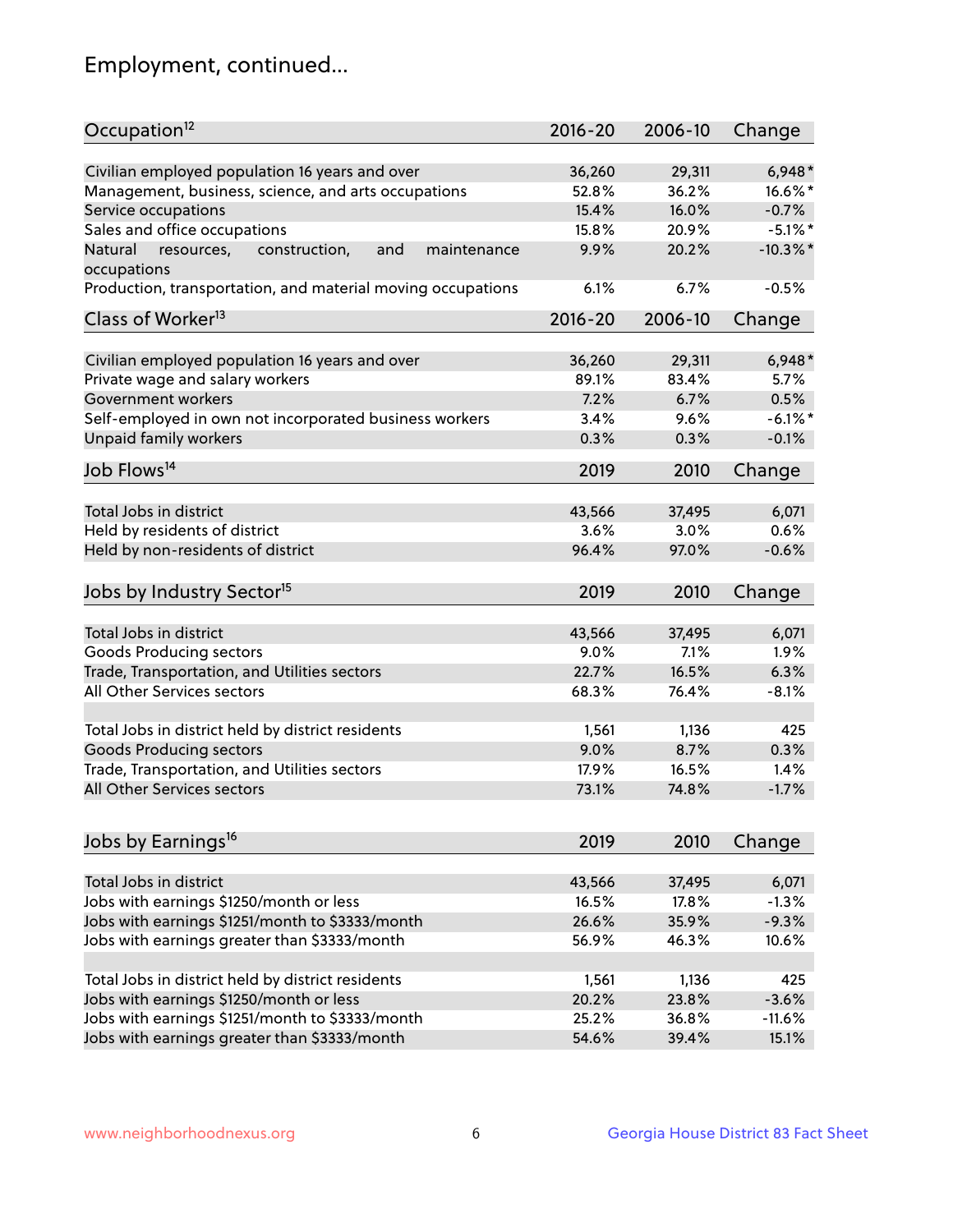# Employment, continued...

| Occupation[12] | 2016-20 | 2006-10 | Change |
|---|---|---|---|
| Civilian employed population 16 years and over | 36,260 | 29,311 | 6,948* |
| Management, business, science, and arts occupations | 52.8% | 36.2% | 16.6%* |
| Service occupations | 15.4% | 16.0% | -0.7% |
| Sales and office occupations | 15.8% | 20.9% | -5.1%* |
| Natural resources, construction, and maintenance occupations | 9.9% | 20.2% | -10.3%* |
| Production, transportation, and material moving occupations | 6.1% | 6.7% | -0.5% |

| Class of Worker[13] | 2016-20 | 2006-10 | Change |
|---|---|---|---|
| Civilian employed population 16 years and over | 36,260 | 29,311 | 6,948* |
| Private wage and salary workers | 89.1% | 83.4% | 5.7% |
| Government workers | 7.2% | 6.7% | 0.5% |
| Self-employed in own not incorporated business workers | 3.4% | 9.6% | -6.1%* |
| Unpaid family workers | 0.3% | 0.3% | -0.1% |

| Job Flows[14] | 2019 | 2010 | Change |
|---|---|---|---|
| Total Jobs in district | 43,566 | 37,495 | 6,071 |
| Held by residents of district | 3.6% | 3.0% | 0.6% |
| Held by non-residents of district | 96.4% | 97.0% | -0.6% |

| Jobs by Industry Sector[15] | 2019 | 2010 | Change |
|---|---|---|---|
| Total Jobs in district | 43,566 | 37,495 | 6,071 |
| Goods Producing sectors | 9.0% | 7.1% | 1.9% |
| Trade, Transportation, and Utilities sectors | 22.7% | 16.5% | 6.3% |
| All Other Services sectors | 68.3% | 76.4% | -8.1% |
| | | | |
| Total Jobs in district held by district residents | 1,561 | 1,136 | 425 |
| Goods Producing sectors | 9.0% | 8.7% | 0.3% |
| Trade, Transportation, and Utilities sectors | 17.9% | 16.5% | 1.4% |
| All Other Services sectors | 73.1% | 74.8% | -1.7% |

| Jobs by Earnings[16] | 2019 | 2010 | Change |
|---|---|---|---|
| Total Jobs in district | 43,566 | 37,495 | 6,071 |
| Jobs with earnings $1250/month or less | 16.5% | 17.8% | -1.3% |
| Jobs with earnings $1251/month to $3333/month | 26.6% | 35.9% | -9.3% |
| Jobs with earnings greater than $3333/month | 56.9% | 46.3% | 10.6% |
| | | | |
| Total Jobs in district held by district residents | 1,561 | 1,136 | 425 |
| Jobs with earnings $1250/month or less | 20.2% | 23.8% | -3.6% |
| Jobs with earnings $1251/month to $3333/month | 25.2% | 36.8% | -11.6% |
| Jobs with earnings greater than $3333/month | 54.6% | 39.4% | 15.1% |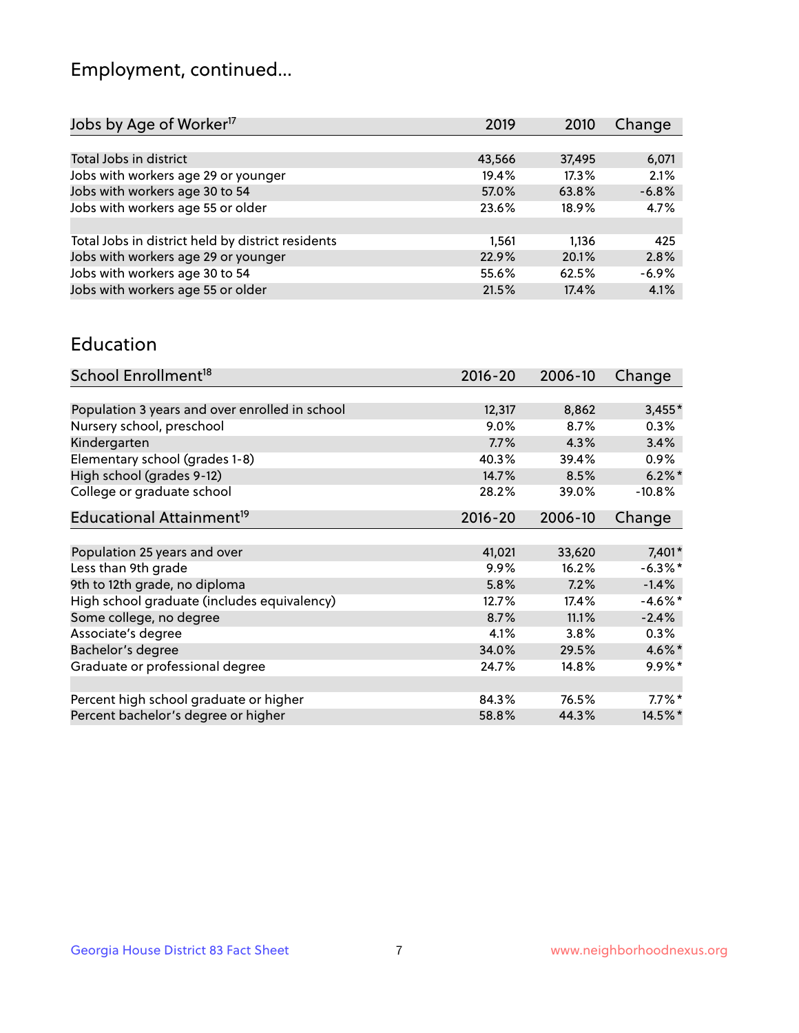# Employment, continued...

| Jobs by Age of Worker[17] | 2019 | 2010 | Change |
|---|---|---|---|
| Total Jobs in district | 43,566 | 37,495 | 6,071 |
| Jobs with workers age 29 or younger | 19.4% | 17.3% | 2.1% |
| Jobs with workers age 30 to 54 | 57.0% | 63.8% | -6.8% |
| Jobs with workers age 55 or older | 23.6% | 18.9% | 4.7% |
| | | | |
| Total Jobs in district held by district residents | 1,561 | 1,136 | 425 |
| Jobs with workers age 29 or younger | 22.9% | 20.1% | 2.8% |
| Jobs with workers age 30 to 54 | 55.6% | 62.5% | -6.9% |
| Jobs with workers age 55 or older | 21.5% | 17.4% | 4.1% |

## Education

| School Enrollment[18] | 2016-20 | 2006-10 | Change |
|---|---|---|---|
| Population 3 years and over enrolled in school | 12,317 | 8,862 | 3,455* |
| Nursery school, preschool | 9.0% | 8.7% | 0.3% |
| Kindergarten | 7.7% | 4.3% | 3.4% |
| Elementary school (grades 1-8) | 40.3% | 39.4% | 0.9% |
| High school (grades 9-12) | 14.7% | 8.5% | 6.2%* |
| College or graduate school | 28.2% | 39.0% | -10.8% |

| Educational Attainment[19] | 2016-20 | 2006-10 | Change |
|---|---|---|---|
| Population 25 years and over | 41,021 | 33,620 | 7,401* |
| Less than 9th grade | 9.9% | 16.2% | -6.3%* |
| 9th to 12th grade, no diploma | 5.8% | 7.2% | -1.4% |
| High school graduate (includes equivalency) | 12.7% | 17.4% | -4.6%* |
| Some college, no degree | 8.7% | 11.1% | -2.4% |
| Associate's degree | 4.1% | 3.8% | 0.3% |
| Bachelor's degree | 34.0% | 29.5% | 4.6%* |
| Graduate or professional degree | 24.7% | 14.8% | 9.9%* |
| | | | |
| Percent high school graduate or higher | 84.3% | 76.5% | 7.7%* |
| Percent bachelor's degree or higher | 58.8% | 44.3% | 14.5%* |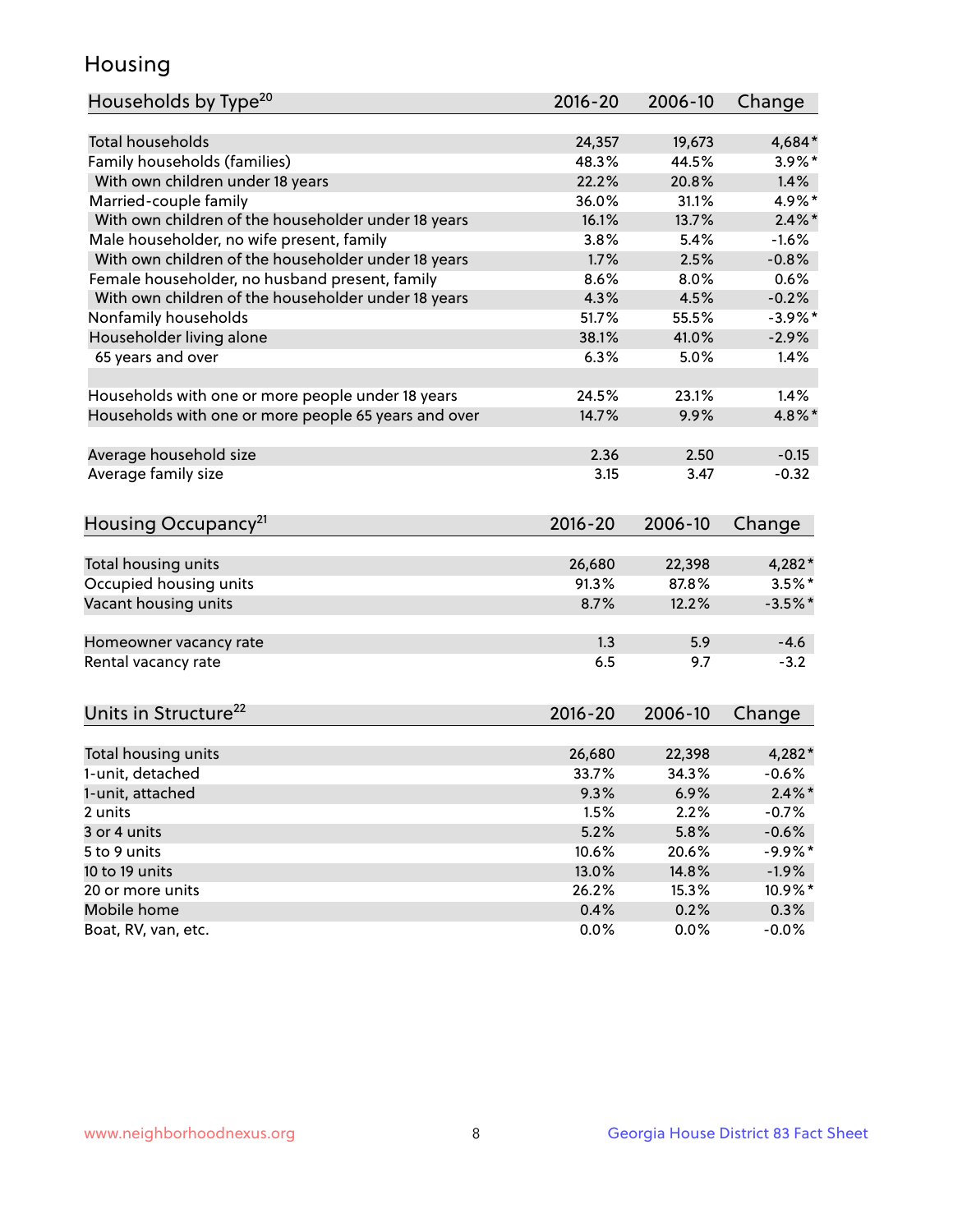## Housing

| Households by Type[20] | 2016-20 | 2006-10 | Change |
|---|---|---|---|
| Total households | 24,357 | 19,673 | 4,684* |
| Family households (families) | 48.3% | 44.5% | 3.9%* |
| With own children under 18 years | 22.2% | 20.8% | 1.4% |
| Married-couple family | 36.0% | 31.1% | 4.9%* |
| With own children of the householder under 18 years | 16.1% | 13.7% | 2.4%* |
| Male householder, no wife present, family | 3.8% | 5.4% | -1.6% |
| With own children of the householder under 18 years | 1.7% | 2.5% | -0.8% |
| Female householder, no husband present, family | 8.6% | 8.0% | 0.6% |
| With own children of the householder under 18 years | 4.3% | 4.5% | -0.2% |
| Nonfamily households | 51.7% | 55.5% | -3.9%* |
| Householder living alone | 38.1% | 41.0% | -2.9% |
| 65 years and over | 6.3% | 5.0% | 1.4% |
| | | | |
| Households with one or more people under 18 years | 24.5% | 23.1% | 1.4% |
| Households with one or more people 65 years and over | 14.7% | 9.9% | 4.8%* |
| | | | |
| Average household size | 2.36 | 2.50 | -0.15 |
| Average family size | 3.15 | 3.47 | -0.32 |

| Housing Occupancy[21] | 2016-20 | 2006-10 | Change |
|---|---|---|---|
| Total housing units | 26,680 | 22,398 | 4,282* |
| Occupied housing units | 91.3% | 87.8% | 3.5%* |
| Vacant housing units | 8.7% | 12.2% | -3.5%* |
| | | | |
| Homeowner vacancy rate | 1.3 | 5.9 | -4.6 |
| Rental vacancy rate | 6.5 | 9.7 | -3.2 |

| Units in Structure[22] | 2016-20 | 2006-10 | Change |
|---|---|---|---|
| Total housing units | 26,680 | 22,398 | 4,282* |
| 1-unit, detached | 33.7% | 34.3% | -0.6% |
| 1-unit, attached | 9.3% | 6.9% | 2.4%* |
| 2 units | 1.5% | 2.2% | -0.7% |
| 3 or 4 units | 5.2% | 5.8% | -0.6% |
| 5 to 9 units | 10.6% | 20.6% | -9.9%* |
| 10 to 19 units | 13.0% | 14.8% | -1.9% |
| 20 or more units | 26.2% | 15.3% | 10.9%* |
| Mobile home | 0.4% | 0.2% | 0.3% |
| Boat, RV, van, etc. | 0.0% | 0.0% | -0.0% |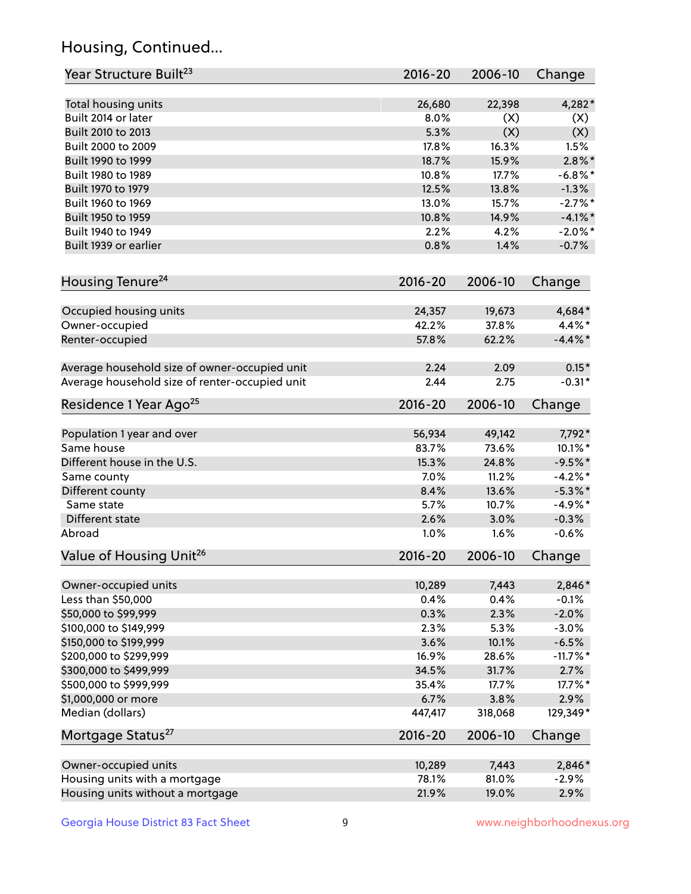## Housing, Continued...

| Year Structure Built[23] | 2016-20 | 2006-10 | Change |
|---|---|---|---|
| Total housing units | 26,680 | 22,398 | 4,282* |
| Built 2014 or later | 8.0% | (X) | (X) |
| Built 2010 to 2013 | 5.3% | (X) | (X) |
| Built 2000 to 2009 | 17.8% | 16.3% | 1.5% |
| Built 1990 to 1999 | 18.7% | 15.9% | 2.8%* |
| Built 1980 to 1989 | 10.8% | 17.7% | -6.8%* |
| Built 1970 to 1979 | 12.5% | 13.8% | -1.3% |
| Built 1960 to 1969 | 13.0% | 15.7% | -2.7%* |
| Built 1950 to 1959 | 10.8% | 14.9% | -4.1%* |
| Built 1940 to 1949 | 2.2% | 4.2% | -2.0%* |
| Built 1939 or earlier | 0.8% | 1.4% | -0.7% |

| Housing Tenure[24] | 2016-20 | 2006-10 | Change |
|---|---|---|---|
| Occupied housing units | 24,357 | 19,673 | 4,684* |
| Owner-occupied | 42.2% | 37.8% | 4.4%* |
| Renter-occupied | 57.8% | 62.2% | -4.4%* |
| Average household size of owner-occupied unit | 2.24 | 2.09 | 0.15* |
| Average household size of renter-occupied unit | 2.44 | 2.75 | -0.31* |

| Residence 1 Year Ago[25] | 2016-20 | 2006-10 | Change |
|---|---|---|---|
| Population 1 year and over | 56,934 | 49,142 | 7,792* |
| Same house | 83.7% | 73.6% | 10.1%* |
| Different house in the U.S. | 15.3% | 24.8% | -9.5%* |
| Same county | 7.0% | 11.2% | -4.2%* |
| Different county | 8.4% | 13.6% | -5.3%* |
| Same state | 5.7% | 10.7% | -4.9%* |
| Different state | 2.6% | 3.0% | -0.3% |
| Abroad | 1.0% | 1.6% | -0.6% |

| Value of Housing Unit[26] | 2016-20 | 2006-10 | Change |
|---|---|---|---|
| Owner-occupied units | 10,289 | 7,443 | 2,846* |
| Less than $50,000 | 0.4% | 0.4% | -0.1% |
| $50,000 to $99,999 | 0.3% | 2.3% | -2.0% |
| $100,000 to $149,999 | 2.3% | 5.3% | -3.0% |
| $150,000 to $199,999 | 3.6% | 10.1% | -6.5% |
| $200,000 to $299,999 | 16.9% | 28.6% | -11.7%* |
| $300,000 to $499,999 | 34.5% | 31.7% | 2.7% |
| $500,000 to $999,999 | 35.4% | 17.7% | 17.7%* |
| $1,000,000 or more | 6.7% | 3.8% | 2.9% |
| Median (dollars) | 447,417 | 318,068 | 129,349* |

| Mortgage Status[27] | 2016-20 | 2006-10 | Change |
|---|---|---|---|
| Owner-occupied units | 10,289 | 7,443 | 2,846* |
| Housing units with a mortgage | 78.1% | 81.0% | -2.9% |
| Housing units without a mortgage | 21.9% | 19.0% | 2.9% |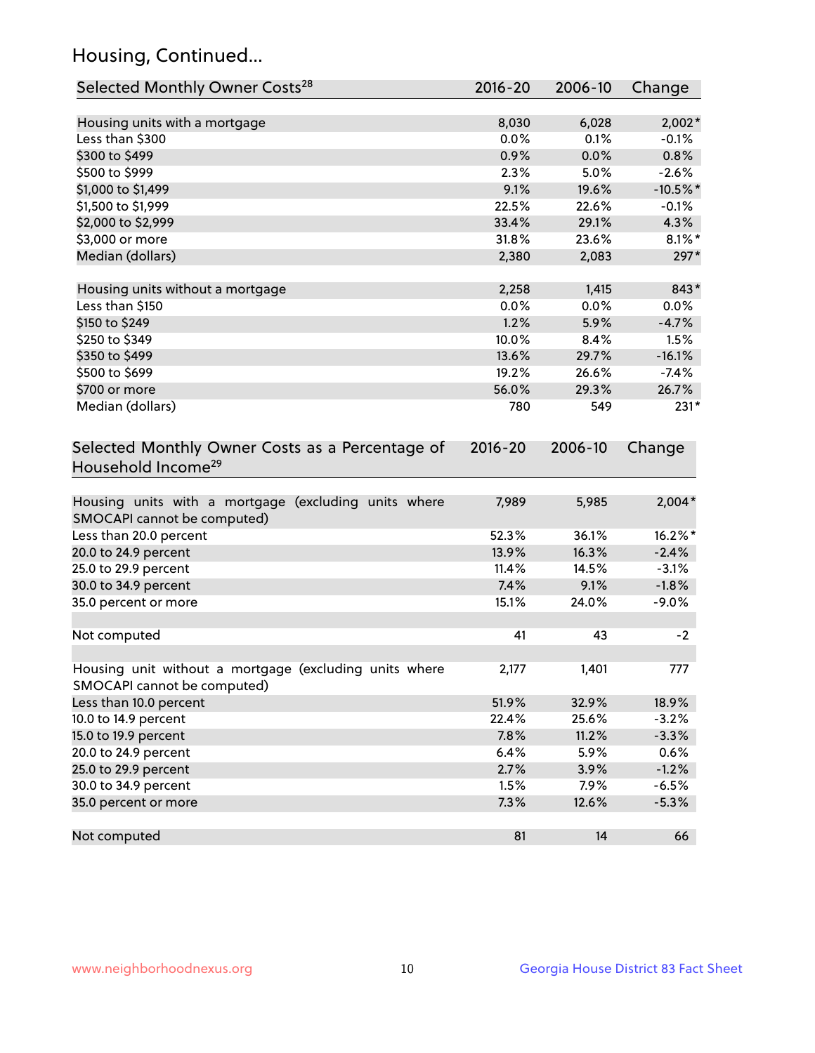## Housing, Continued...

| Selected Monthly Owner Costs[28] | 2016-20 | 2006-10 | Change |
|---|---|---|---|
| Housing units with a mortgage | 8,030 | 6,028 | 2,002* |
| Less than $300 | 0.0% | 0.1% | -0.1% |
| $300 to $499 | 0.9% | 0.0% | 0.8% |
| $500 to $999 | 2.3% | 5.0% | -2.6% |
| $1,000 to $1,499 | 9.1% | 19.6% | -10.5%* |
| $1,500 to $1,999 | 22.5% | 22.6% | -0.1% |
| $2,000 to $2,999 | 33.4% | 29.1% | 4.3% |
| $3,000 or more | 31.8% | 23.6% | 8.1%* |
| Median (dollars) | 2,380 | 2,083 | 297* |
| Housing units without a mortgage | 2,258 | 1,415 | 843* |
| Less than $150 | 0.0% | 0.0% | 0.0% |
| $150 to $249 | 1.2% | 5.9% | -4.7% |
| $250 to $349 | 10.0% | 8.4% | 1.5% |
| $350 to $499 | 13.6% | 29.7% | -16.1% |
| $500 to $699 | 19.2% | 26.6% | -7.4% |
| $700 or more | 56.0% | 29.3% | 26.7% |
| Median (dollars) | 780 | 549 | 231* |

| Selected Monthly Owner Costs as a Percentage of Household Income[29] | 2016-20 | 2006-10 | Change |
|---|---|---|---|
| Housing units with a mortgage (excluding units where SMOCAPI cannot be computed) | 7,989 | 5,985 | 2,004* |
| Less than 20.0 percent | 52.3% | 36.1% | 16.2%* |
| 20.0 to 24.9 percent | 13.9% | 16.3% | -2.4% |
| 25.0 to 29.9 percent | 11.4% | 14.5% | -3.1% |
| 30.0 to 34.9 percent | 7.4% | 9.1% | -1.8% |
| 35.0 percent or more | 15.1% | 24.0% | -9.0% |
| Not computed | 41 | 43 | -2 |
| Housing unit without a mortgage (excluding units where SMOCAPI cannot be computed) | 2,177 | 1,401 | 777 |
| Less than 10.0 percent | 51.9% | 32.9% | 18.9% |
| 10.0 to 14.9 percent | 22.4% | 25.6% | -3.2% |
| 15.0 to 19.9 percent | 7.8% | 11.2% | -3.3% |
| 20.0 to 24.9 percent | 6.4% | 5.9% | 0.6% |
| 25.0 to 29.9 percent | 2.7% | 3.9% | -1.2% |
| 30.0 to 34.9 percent | 1.5% | 7.9% | -6.5% |
| 35.0 percent or more | 7.3% | 12.6% | -5.3% |
| Not computed | 81 | 14 | 66 |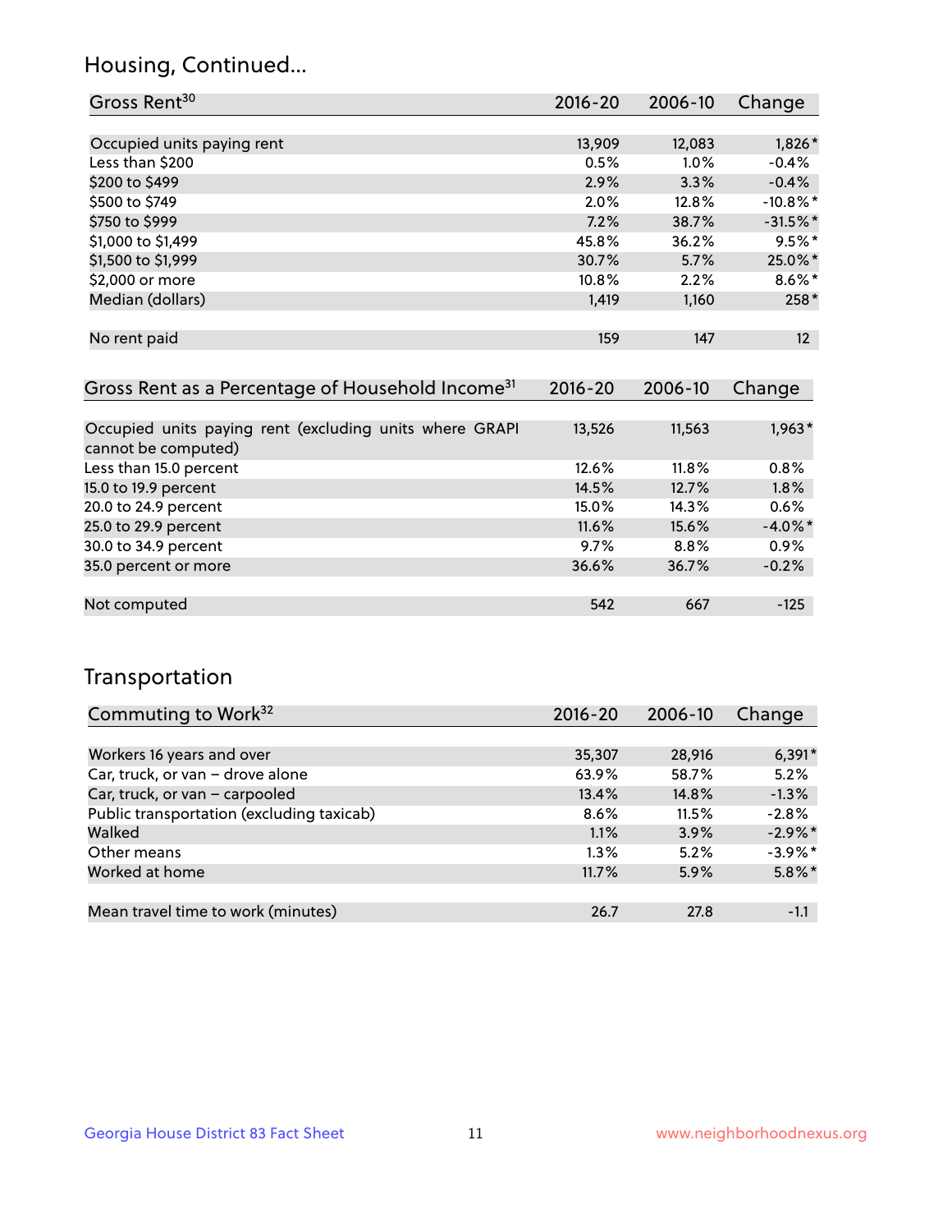## Housing, Continued...

| Gross Rent[30] | 2016-20 | 2006-10 | Change |
|---|---|---|---|
| Occupied units paying rent | 13,909 | 12,083 | 1,826* |
| Less than $200 | 0.5% | 1.0% | -0.4% |
| $200 to $499 | 2.9% | 3.3% | -0.4% |
| $500 to $749 | 2.0% | 12.8% | -10.8%* |
| $750 to $999 | 7.2% | 38.7% | -31.5%* |
| $1,000 to $1,499 | 45.8% | 36.2% | 9.5%* |
| $1,500 to $1,999 | 30.7% | 5.7% | 25.0%* |
| $2,000 or more | 10.8% | 2.2% | 8.6%* |
| Median (dollars) | 1,419 | 1,160 | 258* |
| No rent paid | 159 | 147 | 12 |

| Gross Rent as a Percentage of Household Income[31] | 2016-20 | 2006-10 | Change |
|---|---|---|---|
| Occupied units paying rent (excluding units where GRAPI cannot be computed) | 13,526 | 11,563 | 1,963* |
| Less than 15.0 percent | 12.6% | 11.8% | 0.8% |
| 15.0 to 19.9 percent | 14.5% | 12.7% | 1.8% |
| 20.0 to 24.9 percent | 15.0% | 14.3% | 0.6% |
| 25.0 to 29.9 percent | 11.6% | 15.6% | -4.0%* |
| 30.0 to 34.9 percent | 9.7% | 8.8% | 0.9% |
| 35.0 percent or more | 36.6% | 36.7% | -0.2% |
| Not computed | 542 | 667 | -125 |

## Transportation

| Commuting to Work[32] | 2016-20 | 2006-10 | Change |
|---|---|---|---|
| Workers 16 years and over | 35,307 | 28,916 | 6,391* |
| Car, truck, or van – drove alone | 63.9% | 58.7% | 5.2% |
| Car, truck, or van – carpooled | 13.4% | 14.8% | -1.3% |
| Public transportation (excluding taxicab) | 8.6% | 11.5% | -2.8% |
| Walked | 1.1% | 3.9% | -2.9%* |
| Other means | 1.3% | 5.2% | -3.9%* |
| Worked at home | 11.7% | 5.9% | 5.8%* |
| Mean travel time to work (minutes) | 26.7 | 27.8 | -1.1 |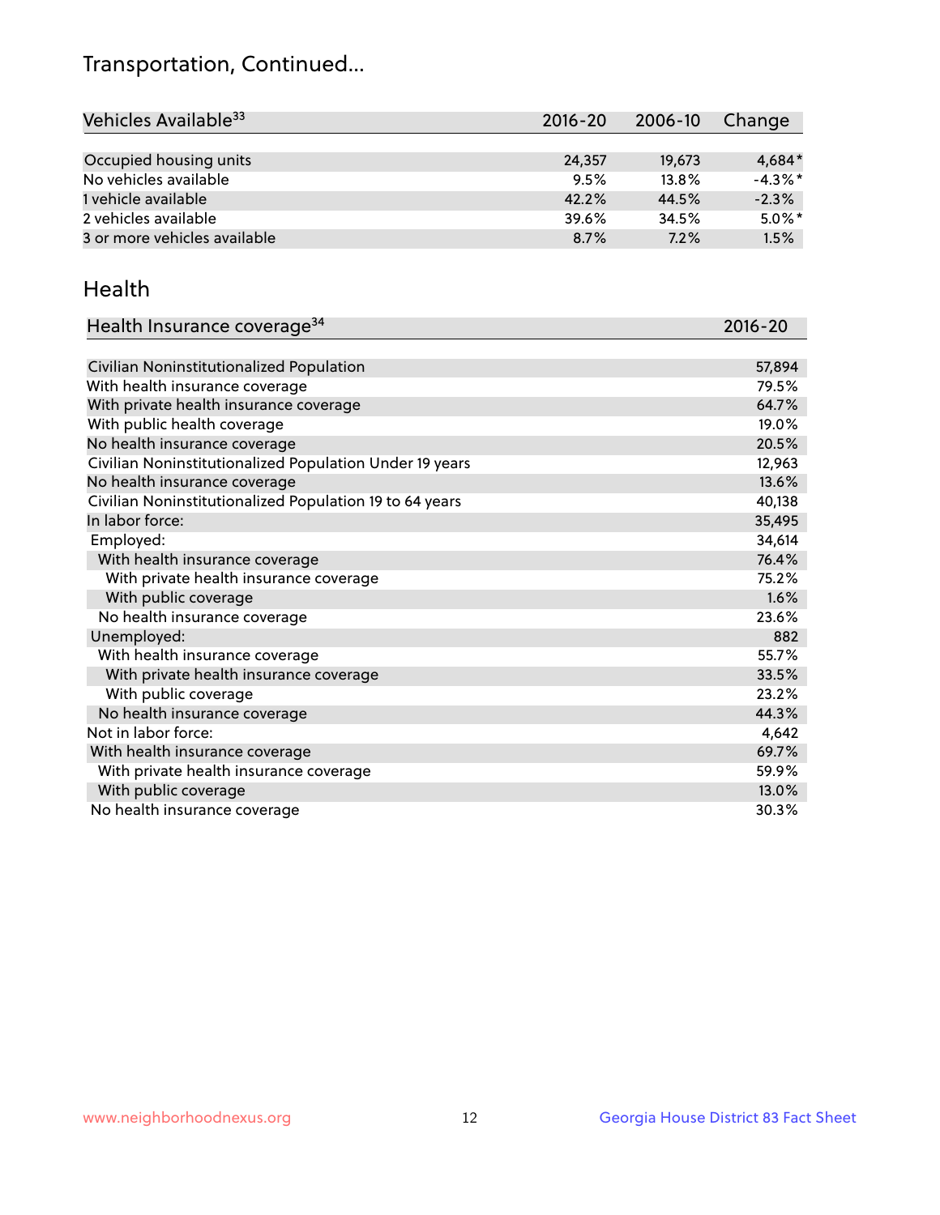# Transportation, Continued...

| Vehicles Available[33] | 2016-20 | 2006-10 | Change |
|---|---|---|---|
| Occupied housing units | 24,357 | 19,673 | 4,684* |
| No vehicles available | 9.5% | 13.8% | -4.3%* |
| 1 vehicle available | 42.2% | 44.5% | -2.3% |
| 2 vehicles available | 39.6% | 34.5% | 5.0%* |
| 3 or more vehicles available | 8.7% | 7.2% | 1.5% |

## Health

| Health Insurance coverage[34] | 2016-20 |
|---|---|
| Civilian Noninstitutionalized Population | 57,894 |
| With health insurance coverage | 79.5% |
| With private health insurance coverage | 64.7% |
| With public health coverage | 19.0% |
| No health insurance coverage | 20.5% |
| Civilian Noninstitutionalized Population Under 19 years | 12,963 |
| No health insurance coverage | 13.6% |
| Civilian Noninstitutionalized Population 19 to 64 years | 40,138 |
| In labor force: | 35,495 |
| Employed: | 34,614 |
| With health insurance coverage | 76.4% |
| With private health insurance coverage | 75.2% |
| With public coverage | 1.6% |
| No health insurance coverage | 23.6% |
| Unemployed: | 882 |
| With health insurance coverage | 55.7% |
| With private health insurance coverage | 33.5% |
| With public coverage | 23.2% |
| No health insurance coverage | 44.3% |
| Not in labor force: | 4,642 |
| With health insurance coverage | 69.7% |
| With private health insurance coverage | 59.9% |
| With public coverage | 13.0% |
| No health insurance coverage | 30.3% |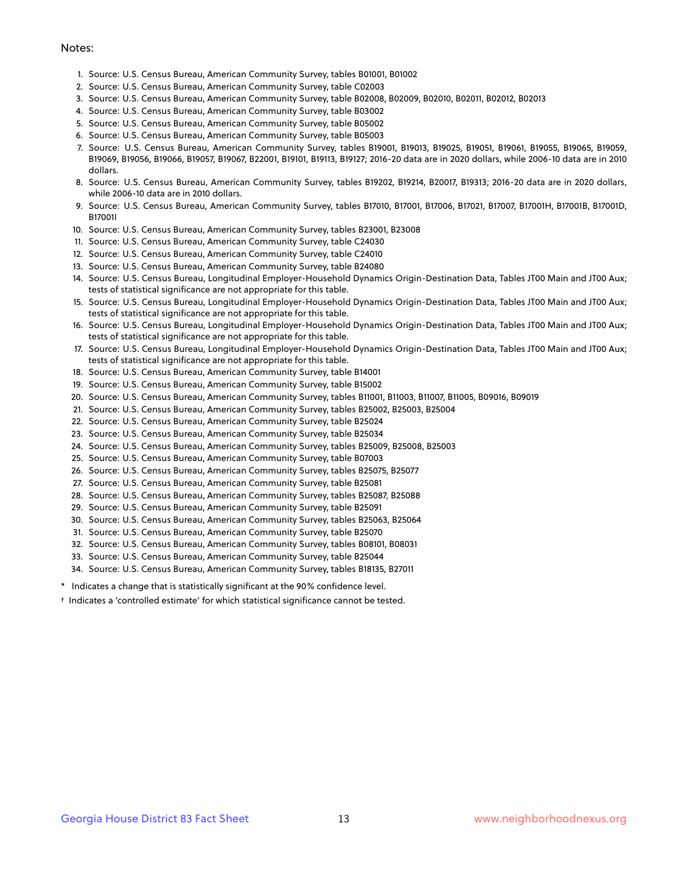Notes:

1. Source: U.S. Census Bureau, American Community Survey, tables B01001, B01002
2. Source: U.S. Census Bureau, American Community Survey, table C02003
3. Source: U.S. Census Bureau, American Community Survey, table B02008, B02009, B02010, B02011, B02012, B02013
4. Source: U.S. Census Bureau, American Community Survey, table B03002
5. Source: U.S. Census Bureau, American Community Survey, table B05002
6. Source: U.S. Census Bureau, American Community Survey, table B05003
7. Source: U.S. Census Bureau, American Community Survey, tables B19001, B19013, B19025, B19051, B19061, B19055, B19065, B19059, B19069, B19056, B19066, B19057, B19067, B22001, B19101, B19113, B19127; 2016-20 data are in 2020 dollars, while 2006-10 data are in 2010 dollars.
8. Source: U.S. Census Bureau, American Community Survey, tables B19202, B19214, B20017, B19313; 2016-20 data are in 2020 dollars, while 2006-10 data are in 2010 dollars.
9. Source: U.S. Census Bureau, American Community Survey, tables B17010, B17001, B17006, B17021, B17007, B17001H, B17001B, B17001D, B17001I
10. Source: U.S. Census Bureau, American Community Survey, tables B23001, B23008
11. Source: U.S. Census Bureau, American Community Survey, table C24030
12. Source: U.S. Census Bureau, American Community Survey, table C24010
13. Source: U.S. Census Bureau, American Community Survey, table B24080
14. Source: U.S. Census Bureau, Longitudinal Employer-Household Dynamics Origin-Destination Data, Tables JT00 Main and JT00 Aux; tests of statistical significance are not appropriate for this table.
15. Source: U.S. Census Bureau, Longitudinal Employer-Household Dynamics Origin-Destination Data, Tables JT00 Main and JT00 Aux; tests of statistical significance are not appropriate for this table.
16. Source: U.S. Census Bureau, Longitudinal Employer-Household Dynamics Origin-Destination Data, Tables JT00 Main and JT00 Aux; tests of statistical significance are not appropriate for this table.
17. Source: U.S. Census Bureau, Longitudinal Employer-Household Dynamics Origin-Destination Data, Tables JT00 Main and JT00 Aux; tests of statistical significance are not appropriate for this table.
18. Source: U.S. Census Bureau, American Community Survey, table B14001
19. Source: U.S. Census Bureau, American Community Survey, table B15002
20. Source: U.S. Census Bureau, American Community Survey, tables B11001, B11003, B11007, B11005, B09016, B09019
21. Source: U.S. Census Bureau, American Community Survey, tables B25002, B25003, B25004
22. Source: U.S. Census Bureau, American Community Survey, table B25024
23. Source: U.S. Census Bureau, American Community Survey, table B25034
24. Source: U.S. Census Bureau, American Community Survey, tables B25009, B25008, B25003
25. Source: U.S. Census Bureau, American Community Survey, table B07003
26. Source: U.S. Census Bureau, American Community Survey, tables B25075, B25077
27. Source: U.S. Census Bureau, American Community Survey, table B25081
28. Source: U.S. Census Bureau, American Community Survey, tables B25087, B25088
29. Source: U.S. Census Bureau, American Community Survey, table B25091
30. Source: U.S. Census Bureau, American Community Survey, tables B25063, B25064
31. Source: U.S. Census Bureau, American Community Survey, table B25070
32. Source: U.S. Census Bureau, American Community Survey, tables B08101, B08031
33. Source: U.S. Census Bureau, American Community Survey, table B25044
34. Source: U.S. Census Bureau, American Community Survey, tables B18135, B27011

\* Indicates a change that is statistically significant at the 90% confidence level.

† Indicates a 'controlled estimate' for which statistical significance cannot be tested.